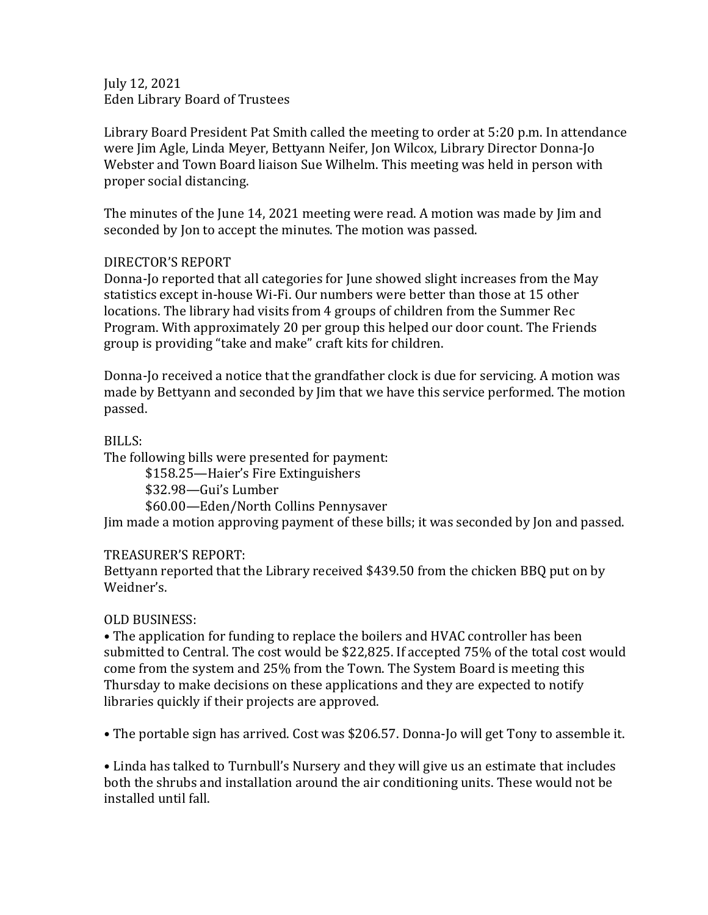July 12, 2021
Eden Library Board of Trustees

Library Board President Pat Smith called the meeting to order at 5:20 p.m. In attendance were Jim Agle, Linda Meyer, Bettyann Neifer, Jon Wilcox, Library Director Donna-Jo Webster and Town Board liaison Sue Wilhelm. This meeting was held in person with proper social distancing.

The minutes of the June 14, 2021 meeting were read. A motion was made by Jim and seconded by Jon to accept the minutes. The motion was passed.

DIRECTOR'S REPORT

Donna-Jo reported that all categories for June showed slight increases from the May statistics except in-house Wi-Fi. Our numbers were better than those at 15 other locations. The library had visits from 4 groups of children from the Summer Rec Program. With approximately 20 per group this helped our door count. The Friends group is providing "take and make" craft kits for children.

Donna-Jo received a notice that the grandfather clock is due for servicing. A motion was made by Bettyann and seconded by Jim that we have this service performed. The motion passed.

BILLS:

The following bills were presented for payment:

- $158.25—Haier's Fire Extinguishers
- $32.98—Gui's Lumber
- $60.00—Eden/North Collins Pennysaver

Jim made a motion approving payment of these bills; it was seconded by Jon and passed.

TREASURER'S REPORT:

Bettyann reported that the Library received $439.50 from the chicken BBQ put on by Weidner's.

OLD BUSINESS:

• The application for funding to replace the boilers and HVAC controller has been submitted to Central. The cost would be $22,825. If accepted 75% of the total cost would come from the system and 25% from the Town. The System Board is meeting this Thursday to make decisions on these applications and they are expected to notify libraries quickly if their projects are approved.

• The portable sign has arrived. Cost was $206.57. Donna-Jo will get Tony to assemble it.

• Linda has talked to Turnbull's Nursery and they will give us an estimate that includes both the shrubs and installation around the air conditioning units. These would not be installed until fall.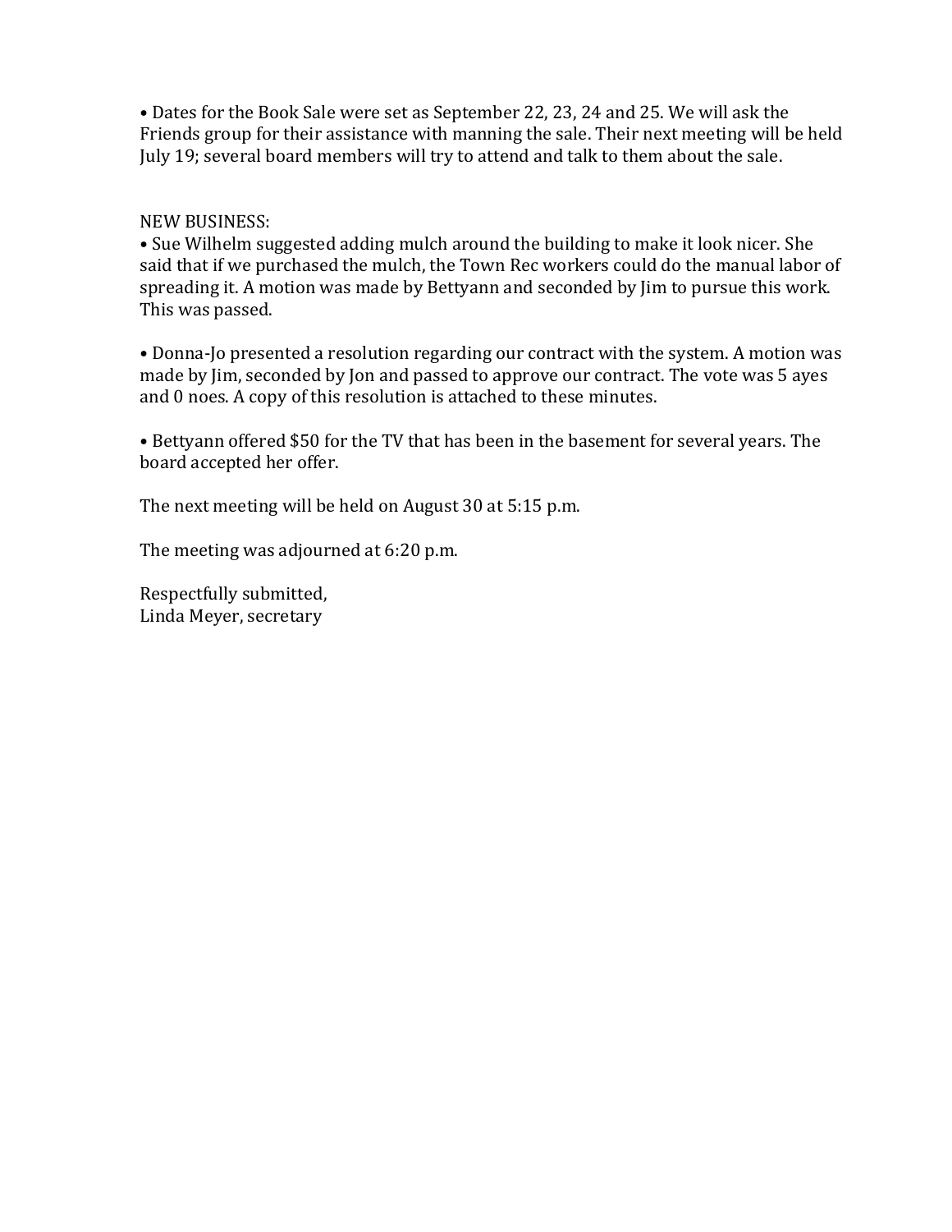- Dates for the Book Sale were set as September 22, 23, 24 and 25. We will ask the Friends group for their assistance with manning the sale. Their next meeting will be held July 19; several board members will try to attend and talk to them about the sale.

NEW BUSINESS:

- Sue Wilhelm suggested adding mulch around the building to make it look nicer. She said that if we purchased the mulch, the Town Rec workers could do the manual labor of spreading it. A motion was made by Bettyann and seconded by Jim to pursue this work. This was passed.

- Donna-Jo presented a resolution regarding our contract with the system. A motion was made by Jim, seconded by Jon and passed to approve our contract. The vote was 5 ayes and 0 noes. A copy of this resolution is attached to these minutes.

- Bettyann offered $50 for the TV that has been in the basement for several years. The board accepted her offer.

The next meeting will be held on August 30 at 5:15 p.m.

The meeting was adjourned at 6:20 p.m.

Respectfully submitted,
Linda Meyer, secretary